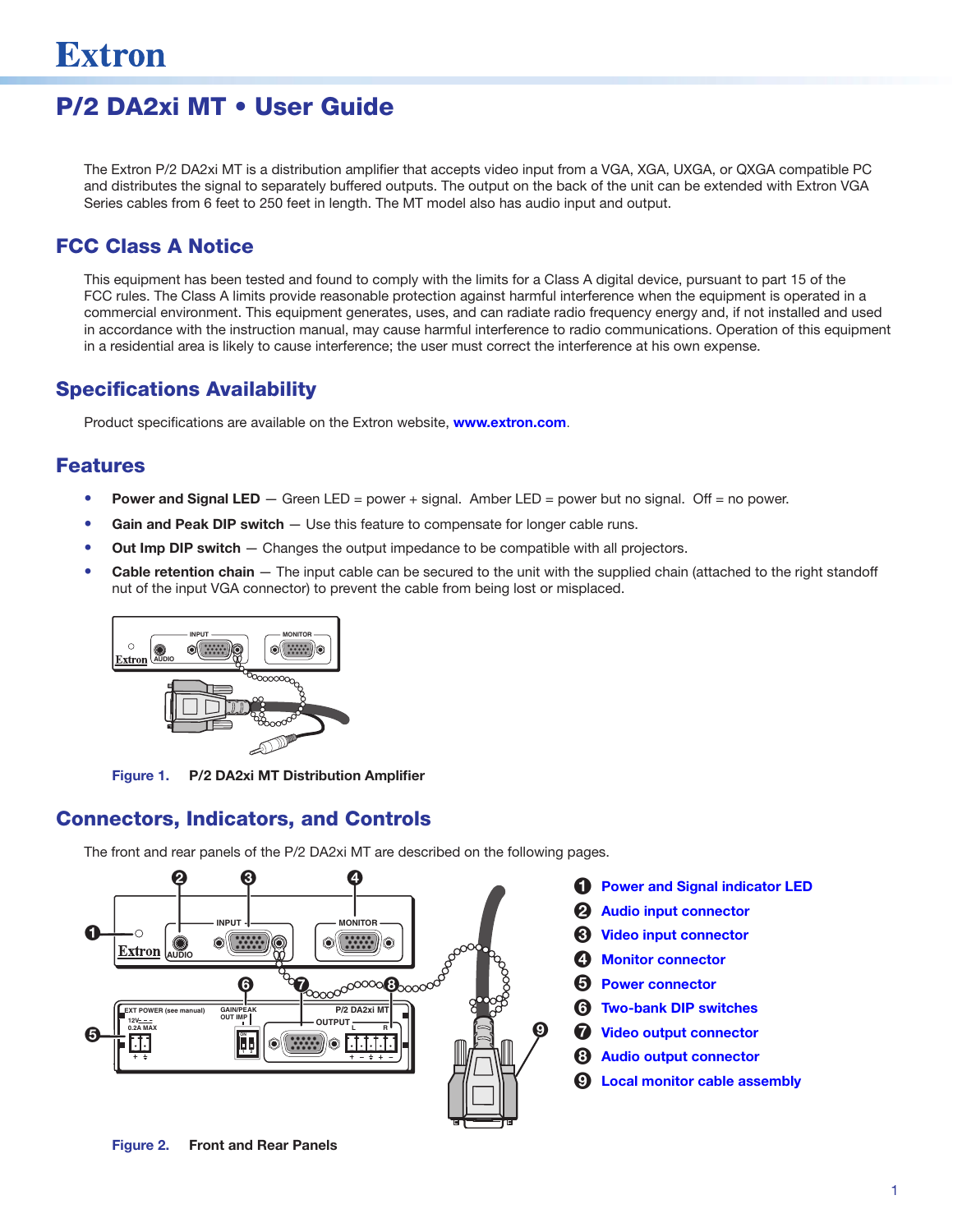# Extron

# P/2 DA2xi MT • User Guide

The Extron P/2 DA2xi MT is a distribution amplifier that accepts video input from a VGA, XGA, UXGA, or QXGA compatible PC and distributes the signal to separately buffered outputs. The output on the back of the unit can be extended with Extron VGA Series cables from 6 feet to 250 feet in length. The MT model also has audio input and output.

## FCC Class A Notice

This equipment has been tested and found to comply with the limits for a Class A digital device, pursuant to part 15 of the FCC rules. The Class A limits provide reasonable protection against harmful interference when the equipment is operated in a commercial environment. This equipment generates, uses, and can radiate radio frequency energy and, if not installed and used in accordance with the instruction manual, may cause harmful interference to radio communications. Operation of this equipment in a residential area is likely to cause interference; the user must correct the interference at his own expense.

## Specifications Availability

Product specifications are available on the Extron website, **www.extron.com**.

## Features

- **Power and Signal LED** — Green LED = power + signal. Amber LED = power but no signal. Off = no power.
- **Gain and Peak DIP switch** — Use this feature to compensate for longer cable runs.
- **Out Imp DIP switch** — Changes the output impedance to be compatible with all projectors.
- **Cable retention chain** — The input cable can be secured to the unit with the supplied chain (attached to the right standoff nut of the input VGA connector) to prevent the cable from being lost or misplaced.

**Figure 1.** **P/2 DA2xi MT Distribution Amplifier**

## Connectors, Indicators, and Controls

The front and rear panels of the P/2 DA2xi MT are described on the following pages.

1. Power and Signal indicator LED
2. Audio input connector
3. Video input connector
4. Monitor connector
5. Power connector
6. Two-bank DIP switches
7. Video output connector
8. Audio output connector
9. Local monitor cable assembly

**Figure 2.** **Front and Rear Panels**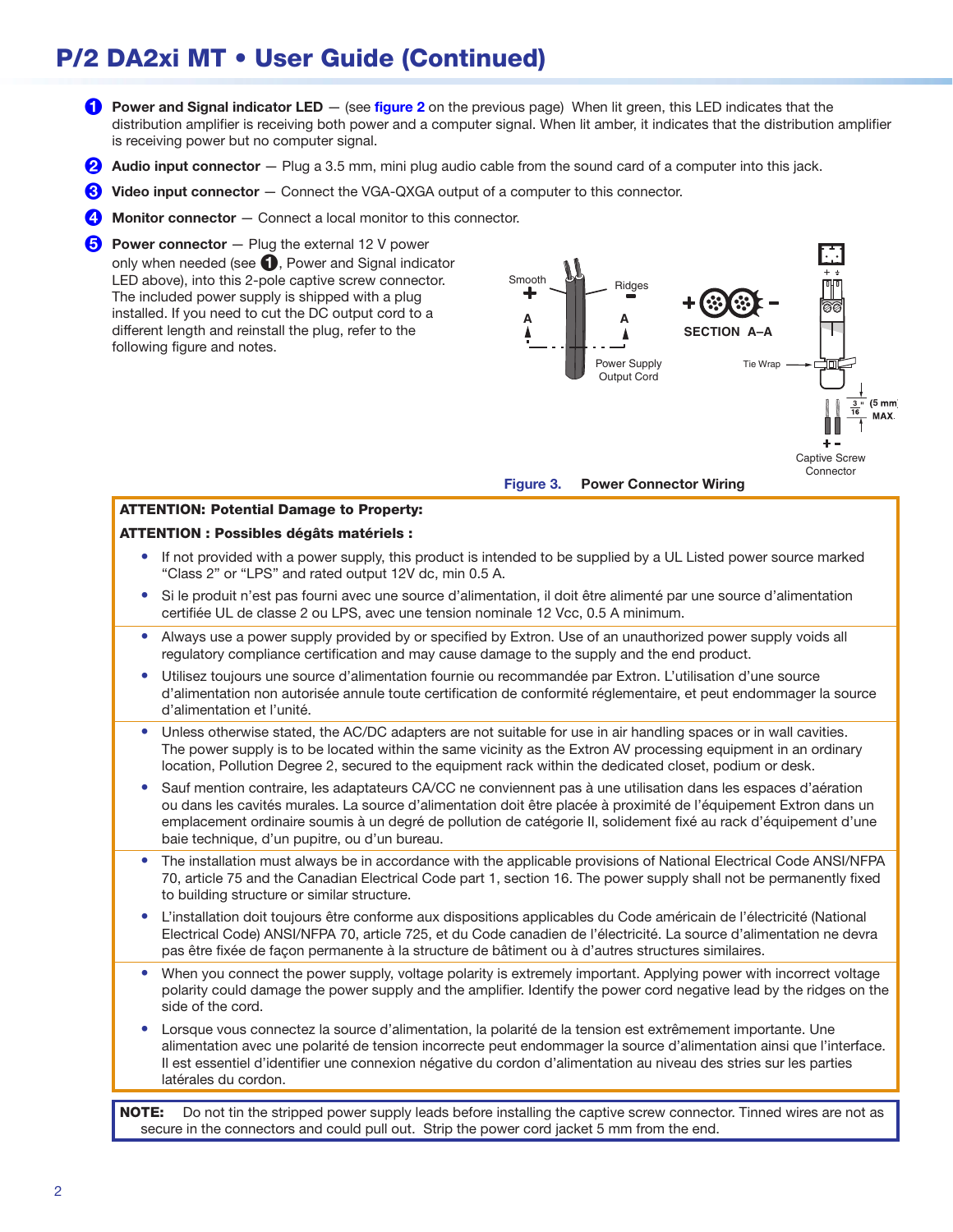# P/2 DA2xi MT • User Guide (Continued)

1. **Power and Signal indicator LED** — (see **figure 2** on the previous page) When lit green, this LED indicates that the distribution amplifier is receiving both power and a computer signal. When lit amber, it indicates that the distribution amplifier is receiving power but no computer signal.
2. **Audio input connector** — Plug a 3.5 mm, mini plug audio cable from the sound card of a computer into this jack.
3. **Video input connector** — Connect the VGA-QXGA output of a computer to this connector.
4. **Monitor connector** — Connect a local monitor to this connector.
5. **Power connector** — Plug the external 12 V power only when needed (see 1, Power and Signal indicator LED above), into this 2-pole captive screw connector. The included power supply is shipped with a plug installed. If you need to cut the DC output cord to a different length and reinstall the plug, refer to the following figure and notes.

Smooth + A | Ridges – A | Power Supply Output Cord | SECTION A–A | Tie Wrap | 3/16" (5 mm) MAX. | Captive Screw Connector

**Figure 3. Power Connector Wiring**

---

**ATTENTION: Potential Damage to Property:**

**ATTENTION : Possibles dégâts matériels :**

- If not provided with a power supply, this product is intended to be supplied by a UL Listed power source marked "Class 2" or "LPS" and rated output 12V dc, min 0.5 A.
- Si le produit n'est pas fourni avec une source d'alimentation, il doit être alimenté par une source d'alimentation certifiée UL de classe 2 ou LPS, avec une tension nominale 12 Vcc, 0.5 A minimum.

- Always use a power supply provided by or specified by Extron. Use of an unauthorized power supply voids all regulatory compliance certification and may cause damage to the supply and the end product.
- Utilisez toujours une source d'alimentation fournie ou recommandée par Extron. L'utilisation d'une source d'alimentation non autorisée annule toute certification de conformité réglementaire, et peut endommager la source d'alimentation et l'unité.

- Unless otherwise stated, the AC/DC adapters are not suitable for use in air handling spaces or in wall cavities. The power supply is to be located within the same vicinity as the Extron AV processing equipment in an ordinary location, Pollution Degree 2, secured to the equipment rack within the dedicated closet, podium or desk.
- Sauf mention contraire, les adaptateurs CA/CC ne conviennent pas à une utilisation dans les espaces d'aération ou dans les cavités murales. La source d'alimentation doit être placée à proximité de l'équipement Extron dans un emplacement ordinaire soumis à un degré de pollution de catégorie II, solidement fixé au rack d'équipement d'une baie technique, d'un pupitre, ou d'un bureau.

- The installation must always be in accordance with the applicable provisions of National Electrical Code ANSI/NFPA 70, article 75 and the Canadian Electrical Code part 1, section 16. The power supply shall not be permanently fixed to building structure or similar structure.
- L'installation doit toujours être conforme aux dispositions applicables du Code américain de l'électricité (National Electrical Code) ANSI/NFPA 70, article 725, et du Code canadien de l'électricité. La source d'alimentation ne devra pas être fixée de façon permanente à la structure de bâtiment ou à d'autres structures similaires.

- When you connect the power supply, voltage polarity is extremely important. Applying power with incorrect voltage polarity could damage the power supply and the amplifier. Identify the power cord negative lead by the ridges on the side of the cord.
- Lorsque vous connectez la source d'alimentation, la polarité de la tension est extrêmement importante. Une alimentation avec une polarité de tension incorrecte peut endommager la source d'alimentation ainsi que l'interface. Il est essentiel d'identifier une connexion négative du cordon d'alimentation au niveau des stries sur les parties latérales du cordon.

---

**NOTE:** Do not tin the stripped power supply leads before installing the captive screw connector. Tinned wires are not as secure in the connectors and could pull out. Strip the power cord jacket 5 mm from the end.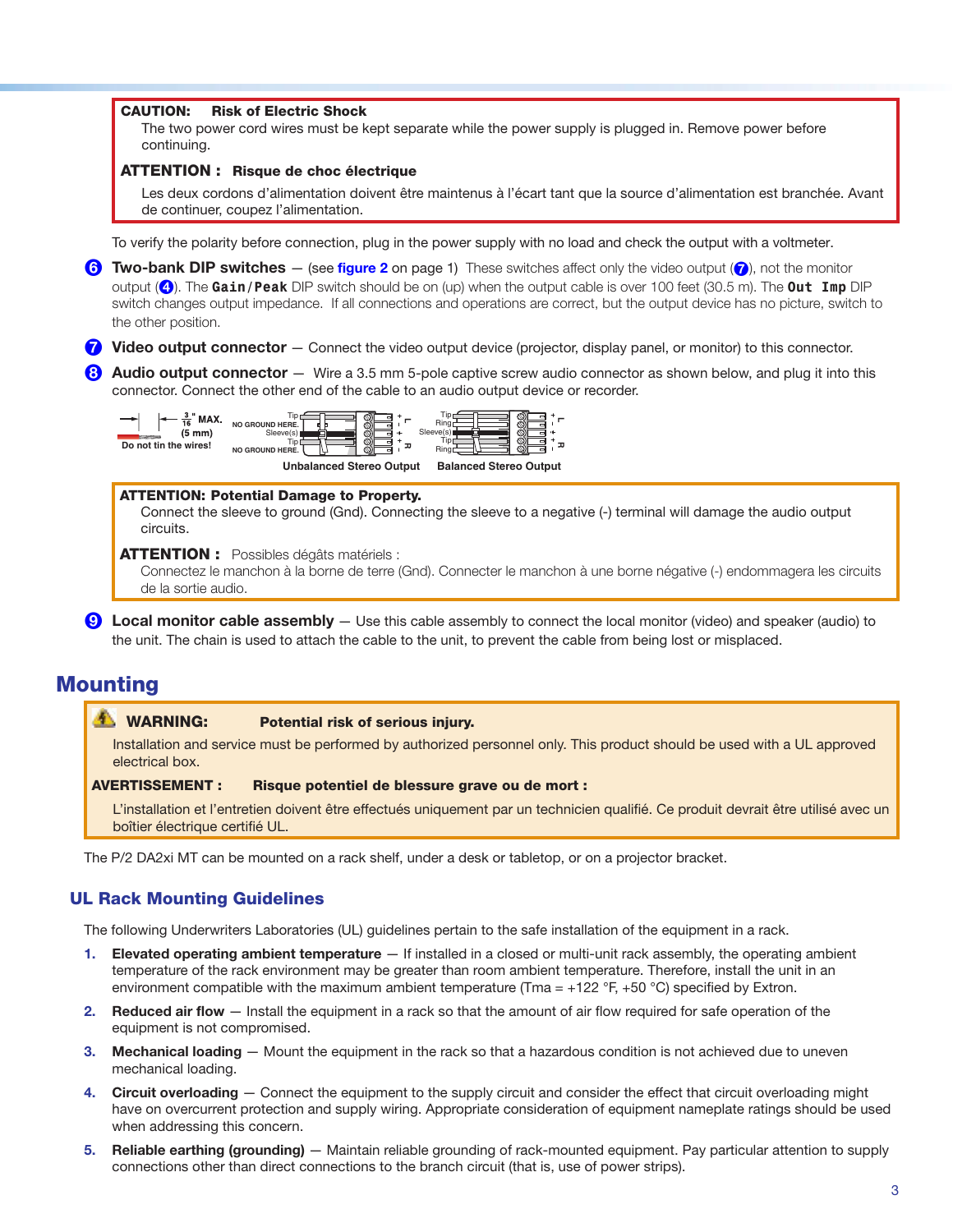**CAUTION:** **Risk of Electric Shock**

The two power cord wires must be kept separate while the power supply is plugged in. Remove power before continuing.

**ATTENTION :** **Risque de choc électrique**

Les deux cordons d'alimentation doivent être maintenus à l'écart tant que la source d'alimentation est branchée. Avant de continuer, coupez l'alimentation.

To verify the polarity before connection, plug in the power supply with no load and check the output with a voltmeter.

6 **Two-bank DIP switches** — (see **figure 2** on page 1) These switches affect only the video output (7), not the monitor output (4). The **Gain/Peak** DIP switch should be on (up) when the output cable is over 100 feet (30.5 m). The **Out Imp** DIP switch changes output impedance. If all connections and operations are correct, but the output device has no picture, switch to the other position.

7 **Video output connector** — Connect the video output device (projector, display panel, or monitor) to this connector.

8 **Audio output connector** — Wire a 3.5 mm 5-pole captive screw audio connector as shown below, and plug it into this connector. Connect the other end of the cable to an audio output device or recorder.

3/16" MAX. (5 mm)
Do not tin the wires!

NO GROUND HERE. Tip Sleeve(s) Tip NO GROUND HERE.
Unbalanced Stereo Output

Tip Ring Sleeve(s) Tip Ring
Balanced Stereo Output

**ATTENTION: Potential Damage to Property.**

Connect the sleeve to ground (Gnd). Connecting the sleeve to a negative (-) terminal will damage the audio output circuits.

**ATTENTION :** Possibles dégâts matériels :

Connectez le manchon à la borne de terre (Gnd). Connecter le manchon à une borne négative (-) endommagera les circuits de la sortie audio.

9 **Local monitor cable assembly** — Use this cable assembly to connect the local monitor (video) and speaker (audio) to the unit. The chain is used to attach the cable to the unit, to prevent the cable from being lost or misplaced.

# Mounting

**WARNING:** **Potential risk of serious injury.**

Installation and service must be performed by authorized personnel only. This product should be used with a UL approved electrical box.

**AVERTISSEMENT :** **Risque potentiel de blessure grave ou de mort :**

L'installation et l'entretien doivent être effectués uniquement par un technicien qualifié. Ce produit devrait être utilisé avec un boîtier électrique certifié UL.

The P/2 DA2xi MT can be mounted on a rack shelf, under a desk or tabletop, or on a projector bracket.

## UL Rack Mounting Guidelines

The following Underwriters Laboratories (UL) guidelines pertain to the safe installation of the equipment in a rack.

1. **Elevated operating ambient temperature** — If installed in a closed or multi-unit rack assembly, the operating ambient temperature of the rack environment may be greater than room ambient temperature. Therefore, install the unit in an environment compatible with the maximum ambient temperature (Tma = +122 °F, +50 °C) specified by Extron.
2. **Reduced air flow** — Install the equipment in a rack so that the amount of air flow required for safe operation of the equipment is not compromised.
3. **Mechanical loading** — Mount the equipment in the rack so that a hazardous condition is not achieved due to uneven mechanical loading.
4. **Circuit overloading** — Connect the equipment to the supply circuit and consider the effect that circuit overloading might have on overcurrent protection and supply wiring. Appropriate consideration of equipment nameplate ratings should be used when addressing this concern.
5. **Reliable earthing (grounding)** — Maintain reliable grounding of rack-mounted equipment. Pay particular attention to supply connections other than direct connections to the branch circuit (that is, use of power strips).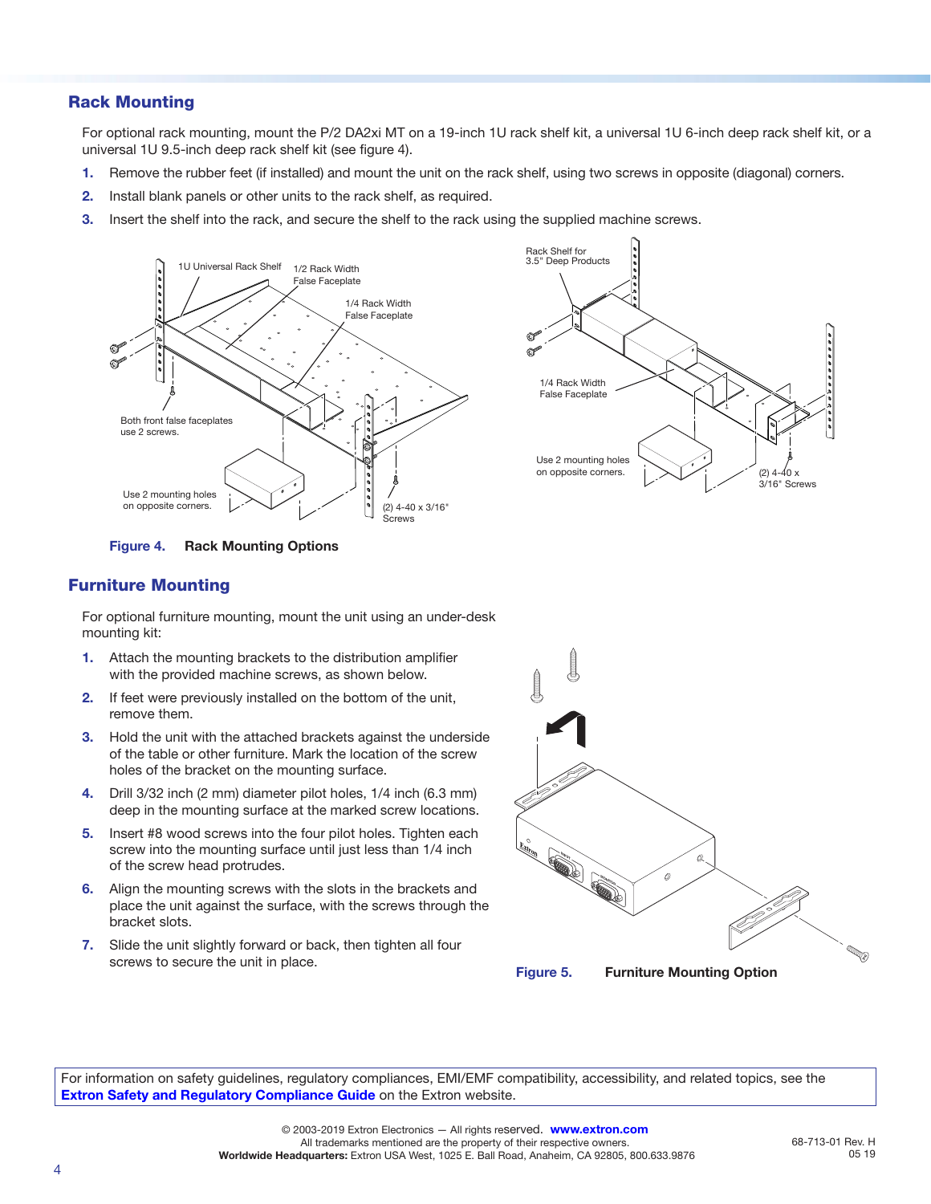## Rack Mounting

For optional rack mounting, mount the P/2 DA2xi MT on a 19-inch 1U rack shelf kit, a universal 1U 6-inch deep rack shelf kit, or a universal 1U 9.5-inch deep rack shelf kit (see figure 4).

1. Remove the rubber feet (if installed) and mount the unit on the rack shelf, using two screws in opposite (diagonal) corners.
2. Install blank panels or other units to the rack shelf, as required.
3. Insert the shelf into the rack, and secure the shelf to the rack using the supplied machine screws.

1U Universal Rack Shelf
1/2 Rack Width False Faceplate
1/4 Rack Width False Faceplate
Both front false faceplates use 2 screws.
Use 2 mounting holes on opposite corners.
(2) 4-40 x 3/16" Screws
Rack Shelf for 3.5" Deep Products
1/4 Rack Width False Faceplate
Use 2 mounting holes on opposite corners.
(2) 4-40 x 3/16" Screws

**Figure 4. Rack Mounting Options**

## Furniture Mounting

For optional furniture mounting, mount the unit using an under-desk mounting kit:

1. Attach the mounting brackets to the distribution amplifier with the provided machine screws, as shown below.
2. If feet were previously installed on the bottom of the unit, remove them.
3. Hold the unit with the attached brackets against the underside of the table or other furniture. Mark the location of the screw holes of the bracket on the mounting surface.
4. Drill 3/32 inch (2 mm) diameter pilot holes, 1/4 inch (6.3 mm) deep in the mounting surface at the marked screw locations.
5. Insert #8 wood screws into the four pilot holes. Tighten each screw into the mounting surface until just less than 1/4 inch of the screw head protrudes.
6. Align the mounting screws with the slots in the brackets and place the unit against the surface, with the screws through the bracket slots.
7. Slide the unit slightly forward or back, then tighten all four screws to secure the unit in place.

**Figure 5. Furniture Mounting Option**

For information on safety guidelines, regulatory compliances, EMI/EMF compatibility, accessibility, and related topics, see the **Extron Safety and Regulatory Compliance Guide** on the Extron website.

© 2003-2019 Extron Electronics — All rights reserved. **www.extron.com**
All trademarks mentioned are the property of their respective owners.
**Worldwide Headquarters:** Extron USA West, 1025 E. Ball Road, Anaheim, CA 92805, 800.633.9876

68-713-01 Rev. H
05 19